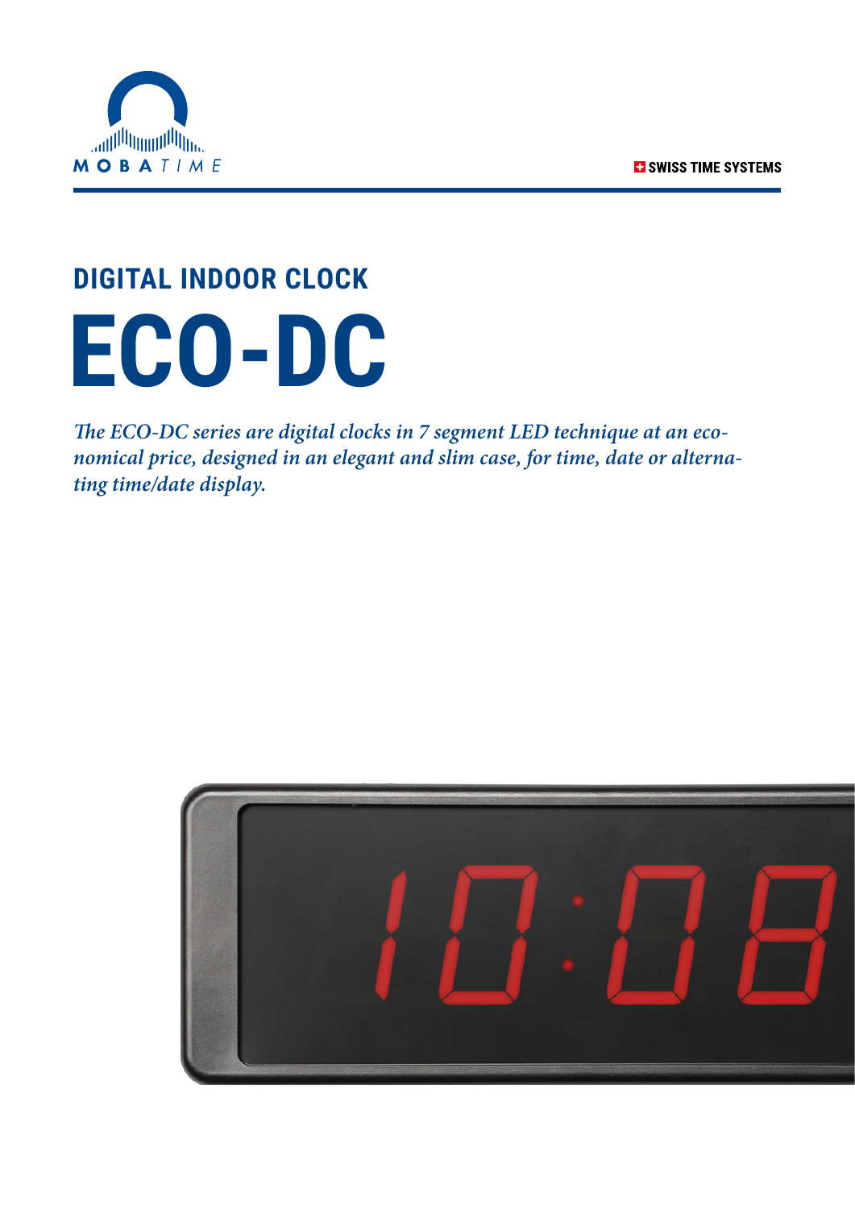MOBATIME

SWISS TIME SYSTEMS

## DIGITAL INDOOR CLOCK

# ECO-DC

*The ECO-DC series are digital clocks in 7 segment LED technique at an economical price, designed in an elegant and slim case, for time, date or alternating time/date display.*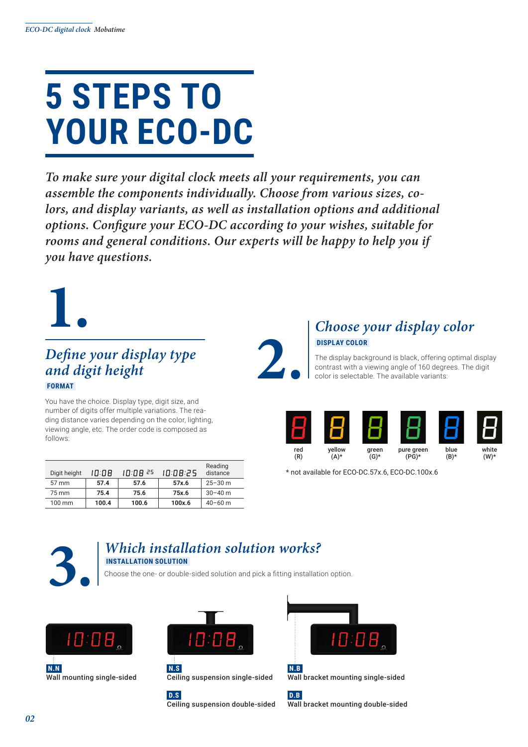# 5 STEPS TO YOUR ECO-DC

*To make sure your digital clock meets all your requirements, you can assemble the components individually. Choose from various sizes, colors, and display variants, as well as installation options and additional options. Configure your ECO-DC according to your wishes, suitable for rooms and general conditions. Our experts will be happy to help you if you have questions.*

## 1. *Define your display type and digit height*

**FORMAT**

You have the choice. Display type, digit size, and number of digits offer multiple variations. The reading distance varies depending on the color, lighting, viewing angle, etc. The order code is composed as follows:

| Digit height | 10:08 | 10:08 25 | 10:08:25 | Reading distance |
|---|---|---|---|---|
| 57 mm | **57.4** | **57.6** | **57x.6** | 25–30 m |
| 75 mm | **75.4** | **75.6** | **75x.6** | 30–40 m |
| 100 mm | **100.4** | **100.6** | **100x.6** | 40–60 m |

## 2. *Choose your display color*

**DISPLAY COLOR**

The display background is black, offering optimal display contrast with a viewing angle of 160 degrees. The digit color is selectable. The available variants:

red (R) | yellow (A)* | green (G)* | pure green (PG)* | blue (B)* | white (W)*

* not available for ECO-DC.57x.6, ECO-DC.100x.6

## 3. *Which installation solution works?*

**INSTALLATION SOLUTION**

Choose the one- or double-sided solution and pick a fitting installation option.

**N.N** Wall mounting single-sided

**N.S** Ceiling suspension single-sided

**D.S** Ceiling suspension double-sided

**N.B** Wall bracket mounting single-sided

**D.B** Wall bracket mounting double-sided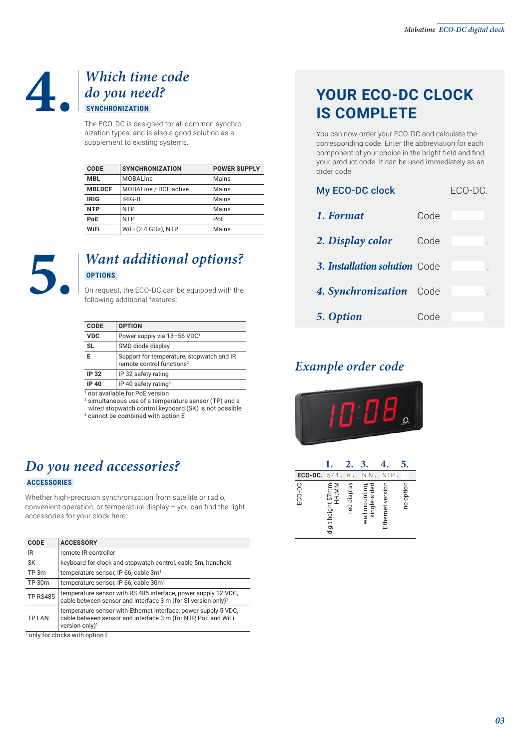# 4. Which time code do you need?

**SYNCHRONIZATION**

The ECO-DC is designed for all common synchronization types, and is also a good solution as a supplement to existing systems.

| CODE | SYNCHRONIZATION | POWER SUPPLY |
|---|---|---|
| **MBL** | MOBALine | Mains |
| **MBLDCF** | MOBALine / DCF active | Mains |
| **IRIG** | IRIG-B | Mains |
| **NTP** | NTP | Mains |
| **PoE** | NTP | PoE |
| **WiFi** | WiFi (2.4 GHz), NTP | Mains |

# 5. Want additional options?

**OPTIONS**

On request, the ECO-DC can be equipped with the following additional features:

| CODE | OPTION |
|---|---|
| **VDC** | Power supply via 18–56 VDC[1] |
| **SL** | SMD diode display |
| **E** | Support for temperature, stopwatch and IR remote control functions[2] |
| **IP 32** | IP 32 safety rating |
| **IP 40** | IP 40 safety rating[3] |

[1] not available for PoE version
[2] simultaneous use of a temperature sensor (TP) and a wired stopwatch control keyboard (SK) is not possible
[3] cannot be combined with option E

## Do you need accessories?

**ACCESSORIES**

Whether high-precision synchronization from satellite or radio, convenient operation, or temperature display – you can find the right accessories for your clock here.

| CODE | ACCESSORY |
|---|---|
| IR | remote IR controller |
| SK | keyboard for clock and stopwatch control, cable 5m, handheld |
| TP 3m | temperature sensor, IP 66, cable 3m[1] |
| TP 30m | temperature sensor, IP 66, cable 30m[1] |
| TP RS485 | temperature sensor with RS 485 interface, power supply 12 VDC, cable between sensor and interface 3 m (for SI version only)[1] |
| TP LAN | temperature sensor with Ethernet interface, power supply 5 VDC, cable between sensor and interface 3 m (for NTP, PoE and WiFi version only)[1] |

[1] only for clocks with option E

## YOUR ECO-DC CLOCK IS COMPLETE

You can now order your ECO-DC and calculate the corresponding code. Enter the abbreviation for each component of your choice in the bright field and find your product code. It can be used immediately as an order code.

**My ECO-DC clock** ECO-DC.

| | | |
|---|---|---|
| *1. Format* | Code | . |
| *2. Display color* | Code | . |
| *3. Installation solution* | Code | . |
| *4. Synchronization* | Code | . |
| *5. Option* | Code | |

## Example order code

| | 1. | 2. | 3. | 4. | 5. |
|---|---|---|---|---|---|
| **ECO-DC.** | 57.4. | R. | N.N. | NTP. | |
| ECO-DC | digit height 57mm HH:MM | red display | wall mounting, single-sided | Ethernet version | no option |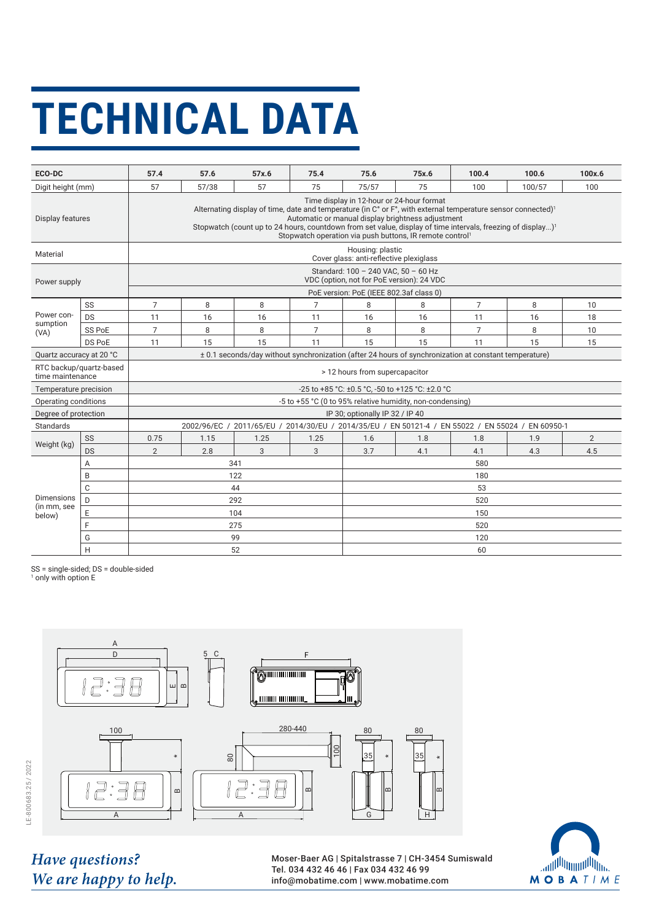# TECHNICAL DATA

| ECO-DC | | 57.4 | 57.6 | 57x.6 | 75.4 | 75.6 | 75x.6 | 100.4 | 100.6 | 100x.6 |
|---|---|---|---|---|---|---|---|---|---|---|
| Digit height (mm) | | 57 | 57/38 | 57 | 75 | 75/57 | 75 | 100 | 100/57 | 100 |
| Display features | | Time display in 12-hour or 24-hour format<br>Alternating display of time, date and temperature (in C° or F°, with external temperature sensor connected)[1]<br>Automatic or manual display brightness adjustment<br>Stopwatch (count up to 24 hours, countdown from set value, display of time intervals, freezing of display...)[1]<br>Stopwatch operation via push buttons, IR remote control[1] | | | | | | | | |
| Material | | Housing: plastic<br>Cover glass: anti-reflective plexiglass | | | | | | | | |
| Power supply | | Standard: 100 – 240 VAC, 50 – 60 Hz<br>VDC (option, not for PoE version): 24 VDC<br>PoE version: PoE (IEEE 802.3af class 0) | | | | | | | | |
| Power consumption (VA) | SS | 7 | 8 | 8 | 7 | 8 | 8 | 7 | 8 | 10 |
| | DS | 11 | 16 | 16 | 11 | 16 | 16 | 11 | 16 | 18 |
| | SS PoE | 7 | 8 | 8 | 7 | 8 | 8 | 7 | 8 | 10 |
| | DS PoE | 11 | 15 | 15 | 11 | 15 | 15 | 11 | 15 | 15 |
| Quartz accuracy at 20 °C | | ± 0.1 seconds/day without synchronization (after 24 hours of synchronization at constant temperature) | | | | | | | | |
| RTC backup/quartz-based time maintenance | | > 12 hours from supercapacitor | | | | | | | | |
| Temperature precision | | -25 to +85 °C: ±0.5 °C, -50 to +125 °C: ±2.0 °C | | | | | | | | |
| Operating conditions | | -5 to +55 °C (0 to 95% relative humidity, non-condensing) | | | | | | | | |
| Degree of protection | | IP 30; optionally IP 32 / IP 40 | | | | | | | | |
| Standards | | 2002/96/EC / 2011/65/EU / 2014/30/EU / 2014/35/EU / EN 50121-4 / EN 55022 / EN 55024 / EN 60950-1 | | | | | | | | |
| Weight (kg) | SS | 0.75 | 1.15 | 1.25 | 1.25 | 1.6 | 1.8 | 1.8 | 1.9 | 2 |
| | DS | 2 | 2.8 | 3 | 3 | 3.7 | 4.1 | 4.1 | 4.3 | 4.5 |
| Dimensions (in mm, see below) | A | 341 | | | 580 | | | | | |
| | B | 122 | | | 180 | | | | | |
| | C | 44 | | | 53 | | | | | |
| | D | 292 | | | 520 | | | | | |
| | E | 104 | | | 150 | | | | | |
| | F | 275 | | | 520 | | | | | |
| | G | 99 | | | 120 | | | | | |
| | H | 52 | | | 60 | | | | | |

SS = single-sided; DS = double-sided
[1] only with option E

A
D
E
B
5 C
F
100
*
B
A
280-440
80
100
B
A
80
35
*
B
G
80
35
*
B
H

LE-800683.25 / 2022

*Have questions?*
*We are happy to help.*

Moser-Baer AG | Spitalstrasse 7 | CH-3454 Sumiswald
Tel. 034 432 46 46 | Fax 034 432 46 99
info@mobatime.com | www.mobatime.com

MOBATIME